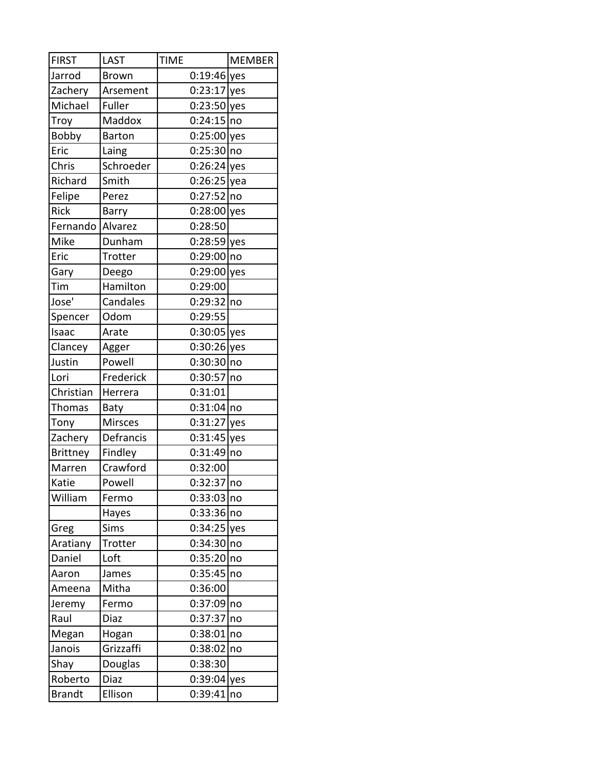| FIRST | LAST | TIME | MEMBER |
| --- | --- | --- | --- |
| Jarrod | Brown | 0:19:46 | yes |
| Zachery | Arsement | 0:23:17 | yes |
| Michael | Fuller | 0:23:50 | yes |
| Troy | Maddox | 0:24:15 | no |
| Bobby | Barton | 0:25:00 | yes |
| Eric | Laing | 0:25:30 | no |
| Chris | Schroeder | 0:26:24 | yes |
| Richard | Smith | 0:26:25 | yea |
| Felipe | Perez | 0:27:52 | no |
| Rick | Barry | 0:28:00 | yes |
| Fernando | Alvarez | 0:28:50 | |
| Mike | Dunham | 0:28:59 | yes |
| Eric | Trotter | 0:29:00 | no |
| Gary | Deego | 0:29:00 | yes |
| Tim | Hamilton | 0:29:00 | |
| Jose' | Candales | 0:29:32 | no |
| Spencer | Odom | 0:29:55 | |
| Isaac | Arate | 0:30:05 | yes |
| Clancey | Agger | 0:30:26 | yes |
| Justin | Powell | 0:30:30 | no |
| Lori | Frederick | 0:30:57 | no |
| Christian | Herrera | 0:31:01 | |
| Thomas | Baty | 0:31:04 | no |
| Tony | Mirsces | 0:31:27 | yes |
| Zachery | Defrancis | 0:31:45 | yes |
| Brittney | Findley | 0:31:49 | no |
| Marren | Crawford | 0:32:00 | |
| Katie | Powell | 0:32:37 | no |
| William | Fermo | 0:33:03 | no |
| | Hayes | 0:33:36 | no |
| Greg | Sims | 0:34:25 | yes |
| Aratiany | Trotter | 0:34:30 | no |
| Daniel | Loft | 0:35:20 | no |
| Aaron | James | 0:35:45 | no |
| Ameena | Mitha | 0:36:00 | |
| Jeremy | Fermo | 0:37:09 | no |
| Raul | Diaz | 0:37:37 | no |
| Megan | Hogan | 0:38:01 | no |
| Janois | Grizzaffi | 0:38:02 | no |
| Shay | Douglas | 0:38:30 | |
| Roberto | Diaz | 0:39:04 | yes |
| Brandt | Ellison | 0:39:41 | no |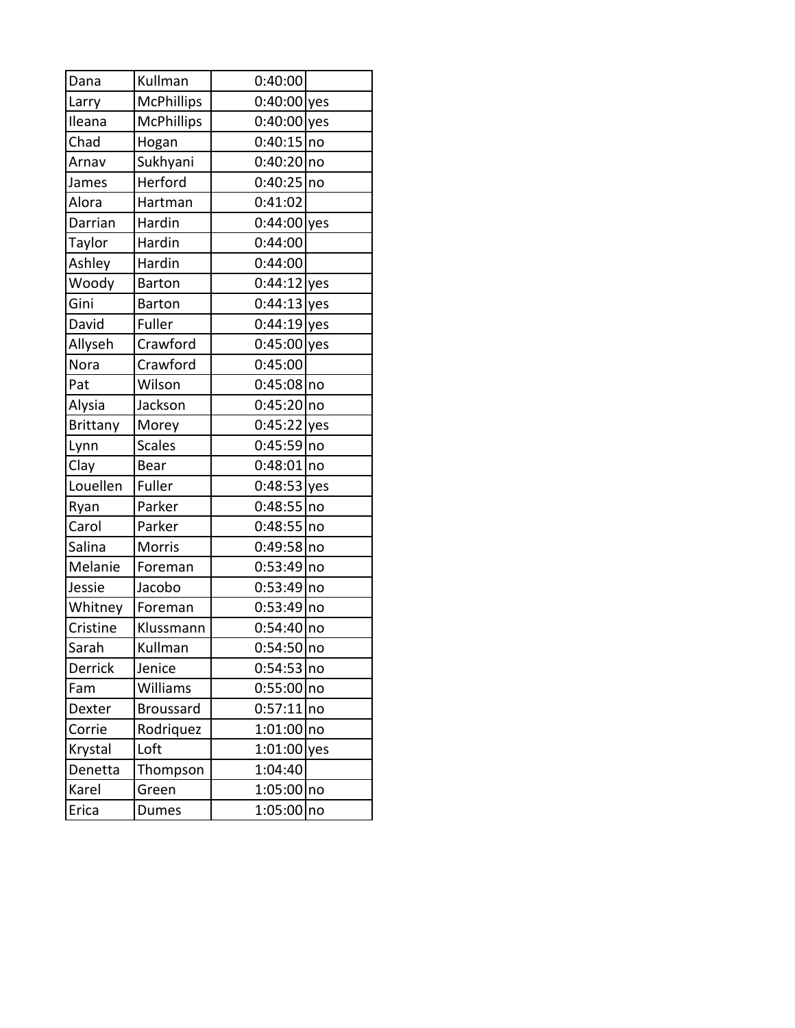| | | | |
|---|---|---|---|
| Dana | Kullman | 0:40:00 | |
| Larry | McPhillips | 0:40:00 | yes |
| Ileana | McPhillips | 0:40:00 | yes |
| Chad | Hogan | 0:40:15 | no |
| Arnav | Sukhyani | 0:40:20 | no |
| James | Herford | 0:40:25 | no |
| Alora | Hartman | 0:41:02 | |
| Darrian | Hardin | 0:44:00 | yes |
| Taylor | Hardin | 0:44:00 | |
| Ashley | Hardin | 0:44:00 | |
| Woody | Barton | 0:44:12 | yes |
| Gini | Barton | 0:44:13 | yes |
| David | Fuller | 0:44:19 | yes |
| Allyseh | Crawford | 0:45:00 | yes |
| Nora | Crawford | 0:45:00 | |
| Pat | Wilson | 0:45:08 | no |
| Alysia | Jackson | 0:45:20 | no |
| Brittany | Morey | 0:45:22 | yes |
| Lynn | Scales | 0:45:59 | no |
| Clay | Bear | 0:48:01 | no |
| Louellen | Fuller | 0:48:53 | yes |
| Ryan | Parker | 0:48:55 | no |
| Carol | Parker | 0:48:55 | no |
| Salina | Morris | 0:49:58 | no |
| Melanie | Foreman | 0:53:49 | no |
| Jessie | Jacobo | 0:53:49 | no |
| Whitney | Foreman | 0:53:49 | no |
| Cristine | Klussmann | 0:54:40 | no |
| Sarah | Kullman | 0:54:50 | no |
| Derrick | Jenice | 0:54:53 | no |
| Fam | Williams | 0:55:00 | no |
| Dexter | Broussard | 0:57:11 | no |
| Corrie | Rodriquez | 1:01:00 | no |
| Krystal | Loft | 1:01:00 | yes |
| Denetta | Thompson | 1:04:40 | |
| Karel | Green | 1:05:00 | no |
| Erica | Dumes | 1:05:00 | no |